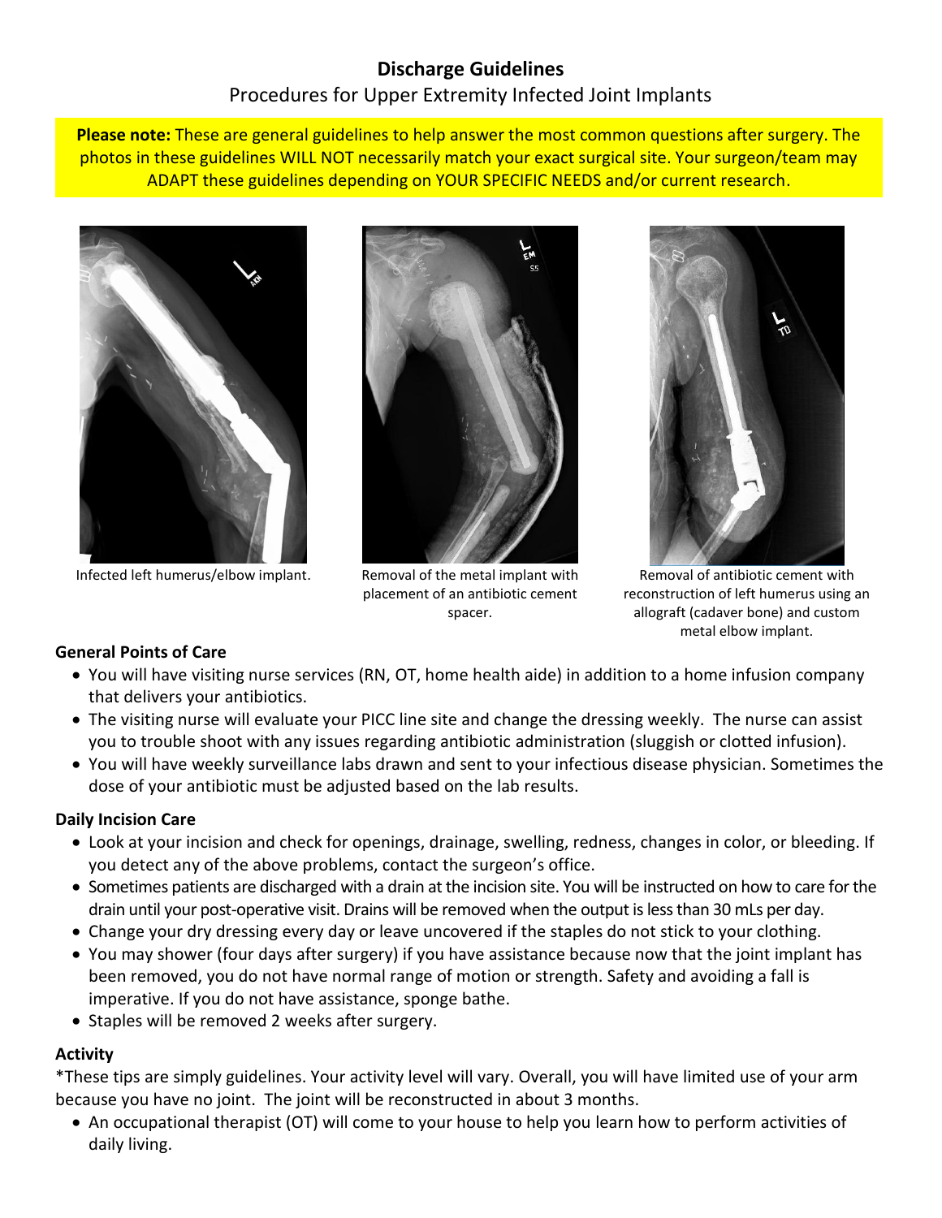# Discharge Guidelines

## Procedures for Upper Extremity Infected Joint Implants

**Please note:** These are general guidelines to help answer the most common questions after surgery. The photos in these guidelines WILL NOT necessarily match your exact surgical site. Your surgeon/team may ADAPT these guidelines depending on YOUR SPECIFIC NEEDS and/or current research.

Infected left humerus/elbow implant.

Removal of the metal implant with placement of an antibiotic cement spacer.

Removal of antibiotic cement with reconstruction of left humerus using an allograft (cadaver bone) and custom metal elbow implant.

### General Points of Care

- You will have visiting nurse services (RN, OT, home health aide) in addition to a home infusion company that delivers your antibiotics.
- The visiting nurse will evaluate your PICC line site and change the dressing weekly. The nurse can assist you to trouble shoot with any issues regarding antibiotic administration (sluggish or clotted infusion).
- You will have weekly surveillance labs drawn and sent to your infectious disease physician. Sometimes the dose of your antibiotic must be adjusted based on the lab results.

### Daily Incision Care

- Look at your incision and check for openings, drainage, swelling, redness, changes in color, or bleeding. If you detect any of the above problems, contact the surgeon's office.
- Sometimes patients are discharged with a drain at the incision site. You will be instructed on how to care for the drain until your post-operative visit. Drains will be removed when the output is less than 30 mLs per day.
- Change your dry dressing every day or leave uncovered if the staples do not stick to your clothing.
- You may shower (four days after surgery) if you have assistance because now that the joint implant has been removed, you do not have normal range of motion or strength. Safety and avoiding a fall is imperative. If you do not have assistance, sponge bathe.
- Staples will be removed 2 weeks after surgery.

### Activity

*These tips are simply guidelines. Your activity level will vary. Overall, you will have limited use of your arm because you have no joint. The joint will be reconstructed in about 3 months.

- An occupational therapist (OT) will come to your house to help you learn how to perform activities of daily living.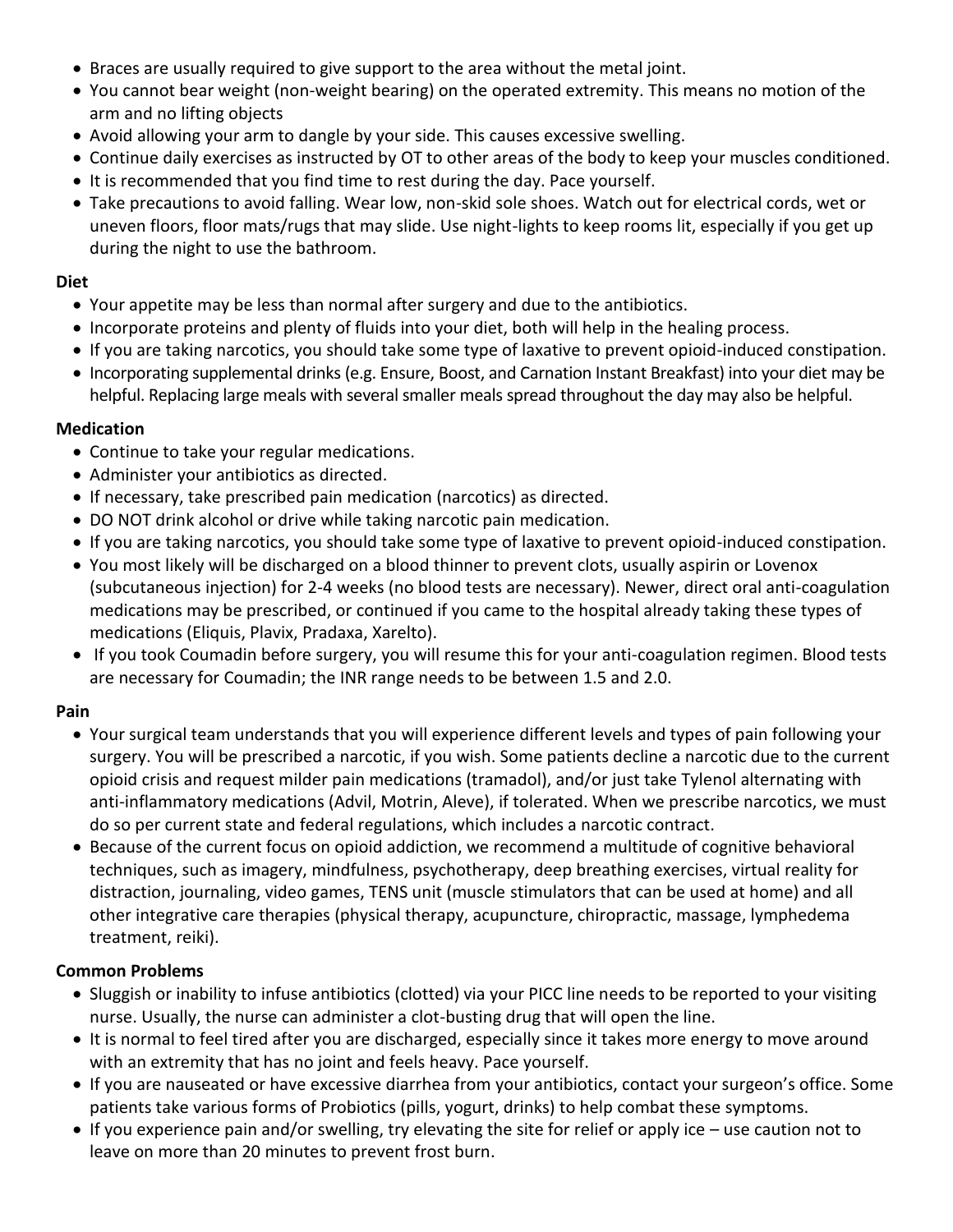- Braces are usually required to give support to the area without the metal joint.
- You cannot bear weight (non-weight bearing) on the operated extremity. This means no motion of the arm and no lifting objects
- Avoid allowing your arm to dangle by your side. This causes excessive swelling.
- Continue daily exercises as instructed by OT to other areas of the body to keep your muscles conditioned.
- It is recommended that you find time to rest during the day. Pace yourself.
- Take precautions to avoid falling. Wear low, non-skid sole shoes. Watch out for electrical cords, wet or uneven floors, floor mats/rugs that may slide. Use night-lights to keep rooms lit, especially if you get up during the night to use the bathroom.

**Diet**

- Your appetite may be less than normal after surgery and due to the antibiotics.
- Incorporate proteins and plenty of fluids into your diet, both will help in the healing process.
- If you are taking narcotics, you should take some type of laxative to prevent opioid-induced constipation.
- Incorporating supplemental drinks (e.g. Ensure, Boost, and Carnation Instant Breakfast) into your diet may be helpful. Replacing large meals with several smaller meals spread throughout the day may also be helpful.

**Medication**

- Continue to take your regular medications.
- Administer your antibiotics as directed.
- If necessary, take prescribed pain medication (narcotics) as directed.
- DO NOT drink alcohol or drive while taking narcotic pain medication.
- If you are taking narcotics, you should take some type of laxative to prevent opioid-induced constipation.
- You most likely will be discharged on a blood thinner to prevent clots, usually aspirin or Lovenox (subcutaneous injection) for 2-4 weeks (no blood tests are necessary). Newer, direct oral anti-coagulation medications may be prescribed, or continued if you came to the hospital already taking these types of medications (Eliquis, Plavix, Pradaxa, Xarelto).
- If you took Coumadin before surgery, you will resume this for your anti-coagulation regimen. Blood tests are necessary for Coumadin; the INR range needs to be between 1.5 and 2.0.

**Pain**

- Your surgical team understands that you will experience different levels and types of pain following your surgery. You will be prescribed a narcotic, if you wish. Some patients decline a narcotic due to the current opioid crisis and request milder pain medications (tramadol), and/or just take Tylenol alternating with anti-inflammatory medications (Advil, Motrin, Aleve), if tolerated. When we prescribe narcotics, we must do so per current state and federal regulations, which includes a narcotic contract.
- Because of the current focus on opioid addiction, we recommend a multitude of cognitive behavioral techniques, such as imagery, mindfulness, psychotherapy, deep breathing exercises, virtual reality for distraction, journaling, video games, TENS unit (muscle stimulators that can be used at home) and all other integrative care therapies (physical therapy, acupuncture, chiropractic, massage, lymphedema treatment, reiki).

**Common Problems**

- Sluggish or inability to infuse antibiotics (clotted) via your PICC line needs to be reported to your visiting nurse. Usually, the nurse can administer a clot-busting drug that will open the line.
- It is normal to feel tired after you are discharged, especially since it takes more energy to move around with an extremity that has no joint and feels heavy. Pace yourself.
- If you are nauseated or have excessive diarrhea from your antibiotics, contact your surgeon's office. Some patients take various forms of Probiotics (pills, yogurt, drinks) to help combat these symptoms.
- If you experience pain and/or swelling, try elevating the site for relief or apply ice – use caution not to leave on more than 20 minutes to prevent frost burn.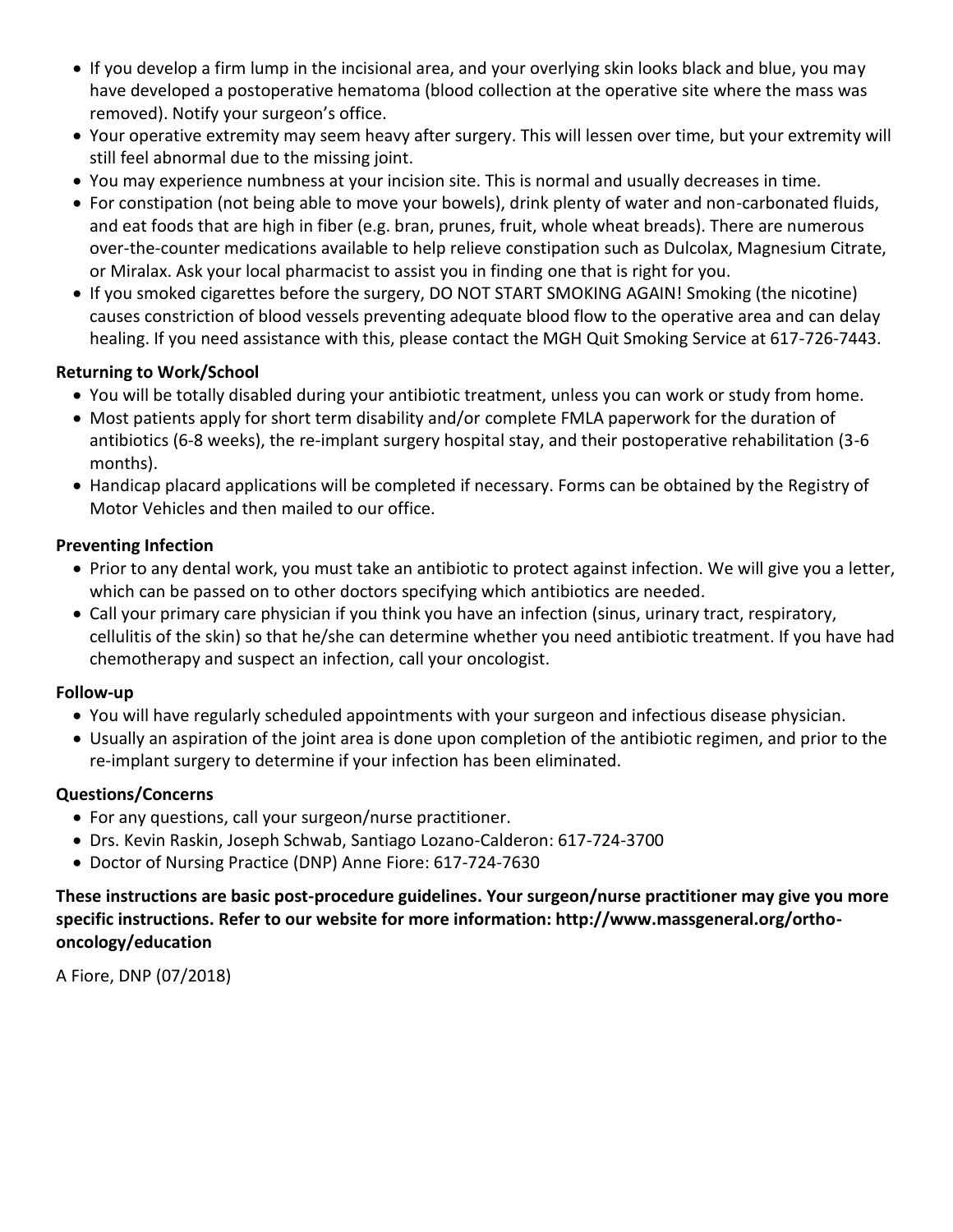- If you develop a firm lump in the incisional area, and your overlying skin looks black and blue, you may have developed a postoperative hematoma (blood collection at the operative site where the mass was removed). Notify your surgeon's office.
- Your operative extremity may seem heavy after surgery. This will lessen over time, but your extremity will still feel abnormal due to the missing joint.
- You may experience numbness at your incision site. This is normal and usually decreases in time.
- For constipation (not being able to move your bowels), drink plenty of water and non-carbonated fluids, and eat foods that are high in fiber (e.g. bran, prunes, fruit, whole wheat breads). There are numerous over-the-counter medications available to help relieve constipation such as Dulcolax, Magnesium Citrate, or Miralax. Ask your local pharmacist to assist you in finding one that is right for you.
- If you smoked cigarettes before the surgery, DO NOT START SMOKING AGAIN! Smoking (the nicotine) causes constriction of blood vessels preventing adequate blood flow to the operative area and can delay healing. If you need assistance with this, please contact the MGH Quit Smoking Service at 617-726-7443.

**Returning to Work/School**

- You will be totally disabled during your antibiotic treatment, unless you can work or study from home.
- Most patients apply for short term disability and/or complete FMLA paperwork for the duration of antibiotics (6-8 weeks), the re-implant surgery hospital stay, and their postoperative rehabilitation (3-6 months).
- Handicap placard applications will be completed if necessary. Forms can be obtained by the Registry of Motor Vehicles and then mailed to our office.

**Preventing Infection**

- Prior to any dental work, you must take an antibiotic to protect against infection. We will give you a letter, which can be passed on to other doctors specifying which antibiotics are needed.
- Call your primary care physician if you think you have an infection (sinus, urinary tract, respiratory, cellulitis of the skin) so that he/she can determine whether you need antibiotic treatment. If you have had chemotherapy and suspect an infection, call your oncologist.

**Follow-up**

- You will have regularly scheduled appointments with your surgeon and infectious disease physician.
- Usually an aspiration of the joint area is done upon completion of the antibiotic regimen, and prior to the re-implant surgery to determine if your infection has been eliminated.

**Questions/Concerns**

- For any questions, call your surgeon/nurse practitioner.
- Drs. Kevin Raskin, Joseph Schwab, Santiago Lozano-Calderon: 617-724-3700
- Doctor of Nursing Practice (DNP) Anne Fiore: 617-724-7630

**These instructions are basic post-procedure guidelines. Your surgeon/nurse practitioner may give you more specific instructions. Refer to our website for more information: http://www.massgeneral.org/ortho-oncology/education**

A Fiore, DNP (07/2018)